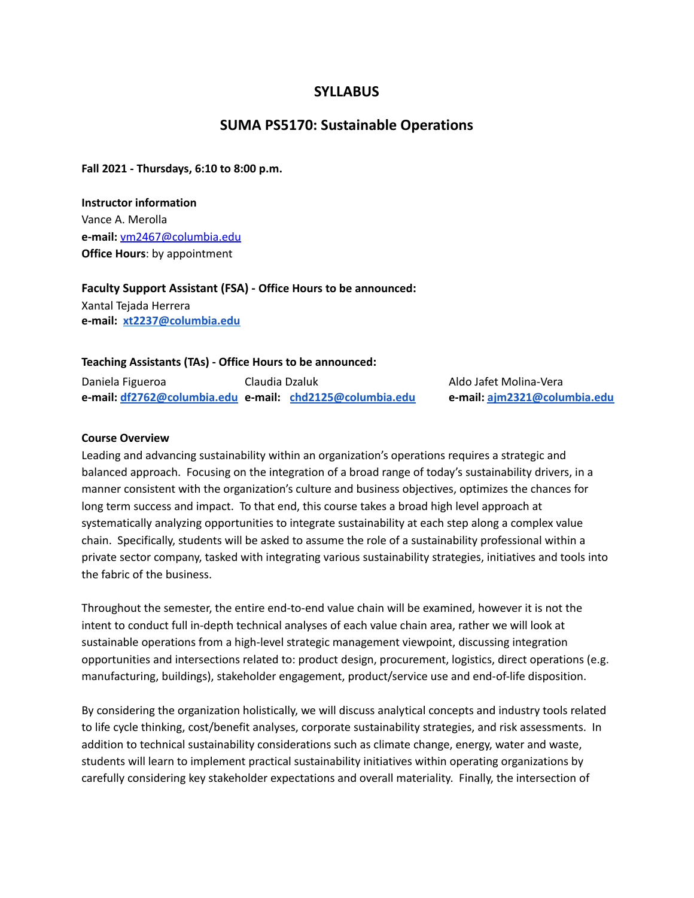# SYLLABUS

## SUMA PS5170: Sustainable Operations

**Fall 2021 - Thursdays, 6:10 to 8:00 p.m.**

**Instructor information**
Vance A. Merolla
**e-mail:** vm2467@columbia.edu
**Office Hours**: by appointment

**Faculty Support Assistant (FSA) - Office Hours to be announced:**
Xantal Tejada Herrera
**e-mail: xt2237@columbia.edu**

**Teaching Assistants (TAs) - Office Hours to be announced:**

| | | |
|---|---|---|
| Daniela Figueroa | Claudia Dzaluk | Aldo Jafet Molina-Vera |
| **e-mail: df2762@columbia.edu** | **e-mail: chd2125@columbia.edu** | **e-mail: ajm2321@columbia.edu** |

**Course Overview**

Leading and advancing sustainability within an organization's operations requires a strategic and balanced approach. Focusing on the integration of a broad range of today's sustainability drivers, in a manner consistent with the organization's culture and business objectives, optimizes the chances for long term success and impact. To that end, this course takes a broad high level approach at systematically analyzing opportunities to integrate sustainability at each step along a complex value chain. Specifically, students will be asked to assume the role of a sustainability professional within a private sector company, tasked with integrating various sustainability strategies, initiatives and tools into the fabric of the business.

Throughout the semester, the entire end-to-end value chain will be examined, however it is not the intent to conduct full in-depth technical analyses of each value chain area, rather we will look at sustainable operations from a high-level strategic management viewpoint, discussing integration opportunities and intersections related to: product design, procurement, logistics, direct operations (e.g. manufacturing, buildings), stakeholder engagement, product/service use and end-of-life disposition.

By considering the organization holistically, we will discuss analytical concepts and industry tools related to life cycle thinking, cost/benefit analyses, corporate sustainability strategies, and risk assessments. In addition to technical sustainability considerations such as climate change, energy, water and waste, students will learn to implement practical sustainability initiatives within operating organizations by carefully considering key stakeholder expectations and overall materiality. Finally, the intersection of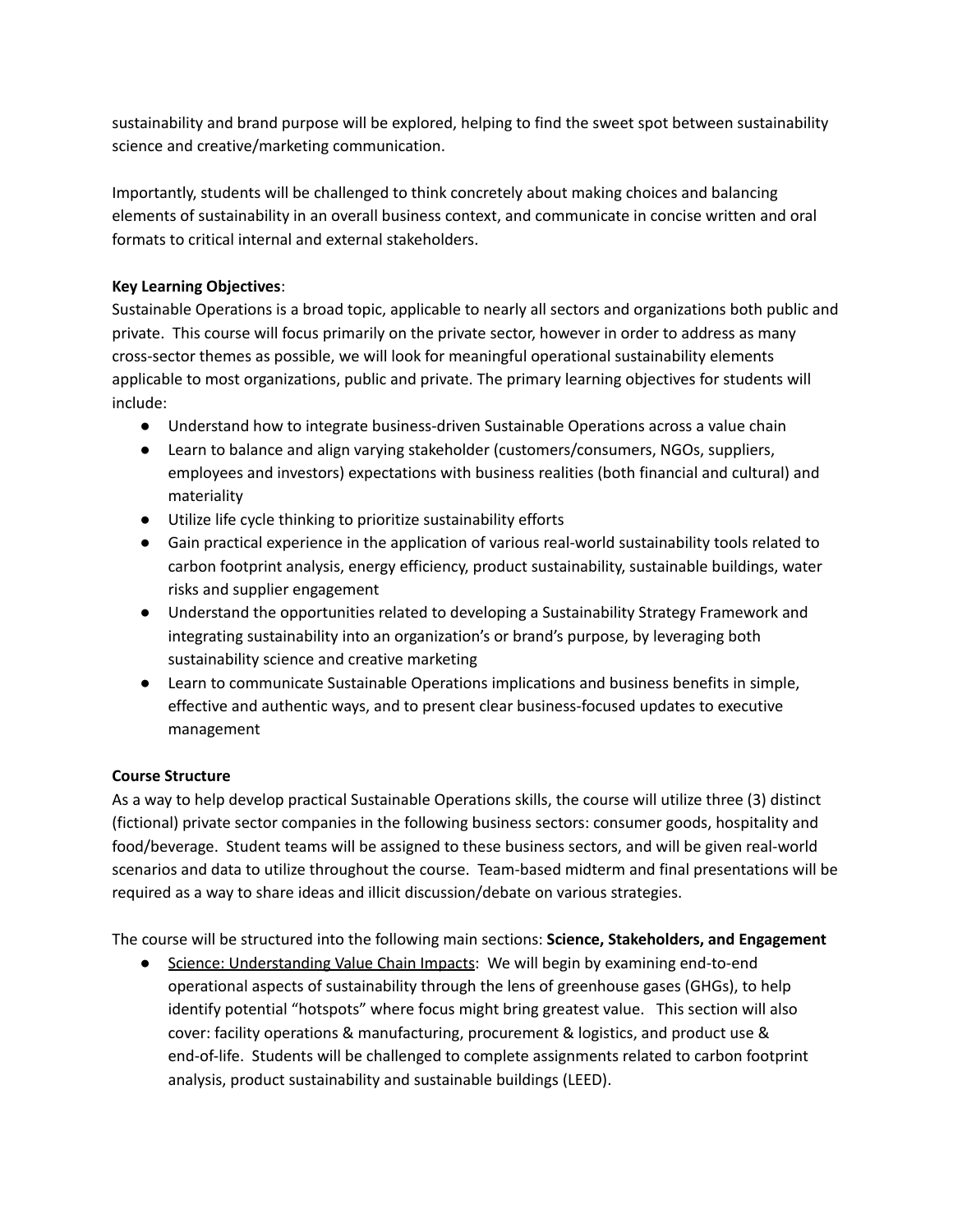sustainability and brand purpose will be explored, helping to find the sweet spot between sustainability science and creative/marketing communication.

Importantly, students will be challenged to think concretely about making choices and balancing elements of sustainability in an overall business context, and communicate in concise written and oral formats to critical internal and external stakeholders.

**Key Learning Objectives**:
Sustainable Operations is a broad topic, applicable to nearly all sectors and organizations both public and private. This course will focus primarily on the private sector, however in order to address as many cross-sector themes as possible, we will look for meaningful operational sustainability elements applicable to most organizations, public and private. The primary learning objectives for students will include:

- Understand how to integrate business-driven Sustainable Operations across a value chain
- Learn to balance and align varying stakeholder (customers/consumers, NGOs, suppliers, employees and investors) expectations with business realities (both financial and cultural) and materiality
- Utilize life cycle thinking to prioritize sustainability efforts
- Gain practical experience in the application of various real-world sustainability tools related to carbon footprint analysis, energy efficiency, product sustainability, sustainable buildings, water risks and supplier engagement
- Understand the opportunities related to developing a Sustainability Strategy Framework and integrating sustainability into an organization's or brand's purpose, by leveraging both sustainability science and creative marketing
- Learn to communicate Sustainable Operations implications and business benefits in simple, effective and authentic ways, and to present clear business-focused updates to executive management

**Course Structure**
As a way to help develop practical Sustainable Operations skills, the course will utilize three (3) distinct (fictional) private sector companies in the following business sectors: consumer goods, hospitality and food/beverage. Student teams will be assigned to these business sectors, and will be given real-world scenarios and data to utilize throughout the course. Team-based midterm and final presentations will be required as a way to share ideas and illicit discussion/debate on various strategies.

The course will be structured into the following main sections: **Science, Stakeholders, and Engagement**

- <u>Science: Understanding Value Chain Impacts</u>: We will begin by examining end-to-end operational aspects of sustainability through the lens of greenhouse gases (GHGs), to help identify potential "hotspots" where focus might bring greatest value. This section will also cover: facility operations & manufacturing, procurement & logistics, and product use & end-of-life. Students will be challenged to complete assignments related to carbon footprint analysis, product sustainability and sustainable buildings (LEED).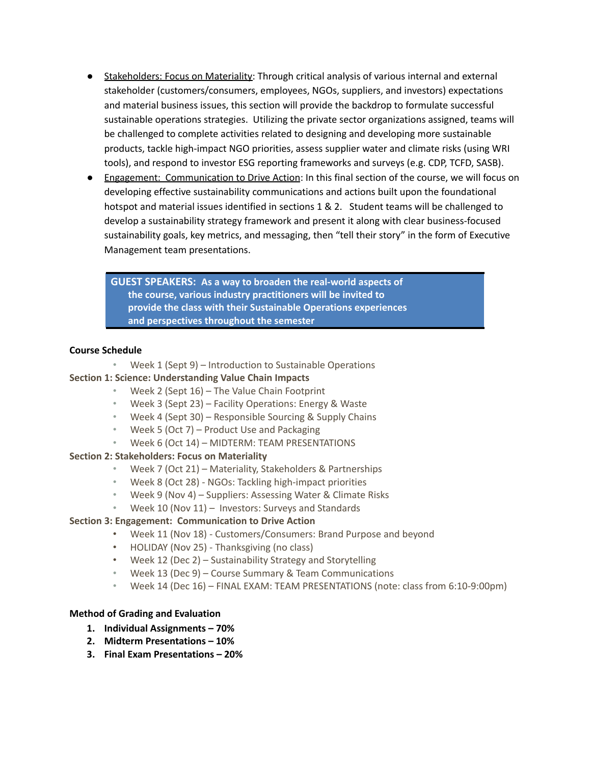- Stakeholders: Focus on Materiality: Through critical analysis of various internal and external stakeholder (customers/consumers, employees, NGOs, suppliers, and investors) expectations and material business issues, this section will provide the backdrop to formulate successful sustainable operations strategies. Utilizing the private sector organizations assigned, teams will be challenged to complete activities related to designing and developing more sustainable products, tackle high-impact NGO priorities, assess supplier water and climate risks (using WRI tools), and respond to investor ESG reporting frameworks and surveys (e.g. CDP, TCFD, SASB).
- Engagement: Communication to Drive Action: In this final section of the course, we will focus on developing effective sustainability communications and actions built upon the foundational hotspot and material issues identified in sections 1 & 2. Student teams will be challenged to develop a sustainability strategy framework and present it along with clear business-focused sustainability goals, key metrics, and messaging, then "tell their story" in the form of Executive Management team presentations.

> **GUEST SPEAKERS: As a way to broaden the real-world aspects of the course, various industry practitioners will be invited to provide the class with their Sustainable Operations experiences and perspectives throughout the semester**

**Course Schedule**

- Week 1 (Sept 9) – Introduction to Sustainable Operations

**Section 1: Science: Understanding Value Chain Impacts**

- Week 2 (Sept 16) – The Value Chain Footprint
- Week 3 (Sept 23) – Facility Operations: Energy & Waste
- Week 4 (Sept 30) – Responsible Sourcing & Supply Chains
- Week 5 (Oct 7) – Product Use and Packaging
- Week 6 (Oct 14) – MIDTERM: TEAM PRESENTATIONS

**Section 2: Stakeholders: Focus on Materiality**

- Week 7 (Oct 21) – Materiality, Stakeholders & Partnerships
- Week 8 (Oct 28) - NGOs: Tackling high-impact priorities
- Week 9 (Nov 4) – Suppliers: Assessing Water & Climate Risks
- Week 10 (Nov 11) – Investors: Surveys and Standards

**Section 3: Engagement: Communication to Drive Action**

- Week 11 (Nov 18) - Customers/Consumers: Brand Purpose and beyond
- HOLIDAY (Nov 25) - Thanksgiving (no class)
- Week 12 (Dec 2) – Sustainability Strategy and Storytelling
- Week 13 (Dec 9) – Course Summary & Team Communications
- Week 14 (Dec 16) – FINAL EXAM: TEAM PRESENTATIONS (note: class from 6:10-9:00pm)

**Method of Grading and Evaluation**

1. **Individual Assignments – 70%**
2. **Midterm Presentations – 10%**
3. **Final Exam Presentations – 20%**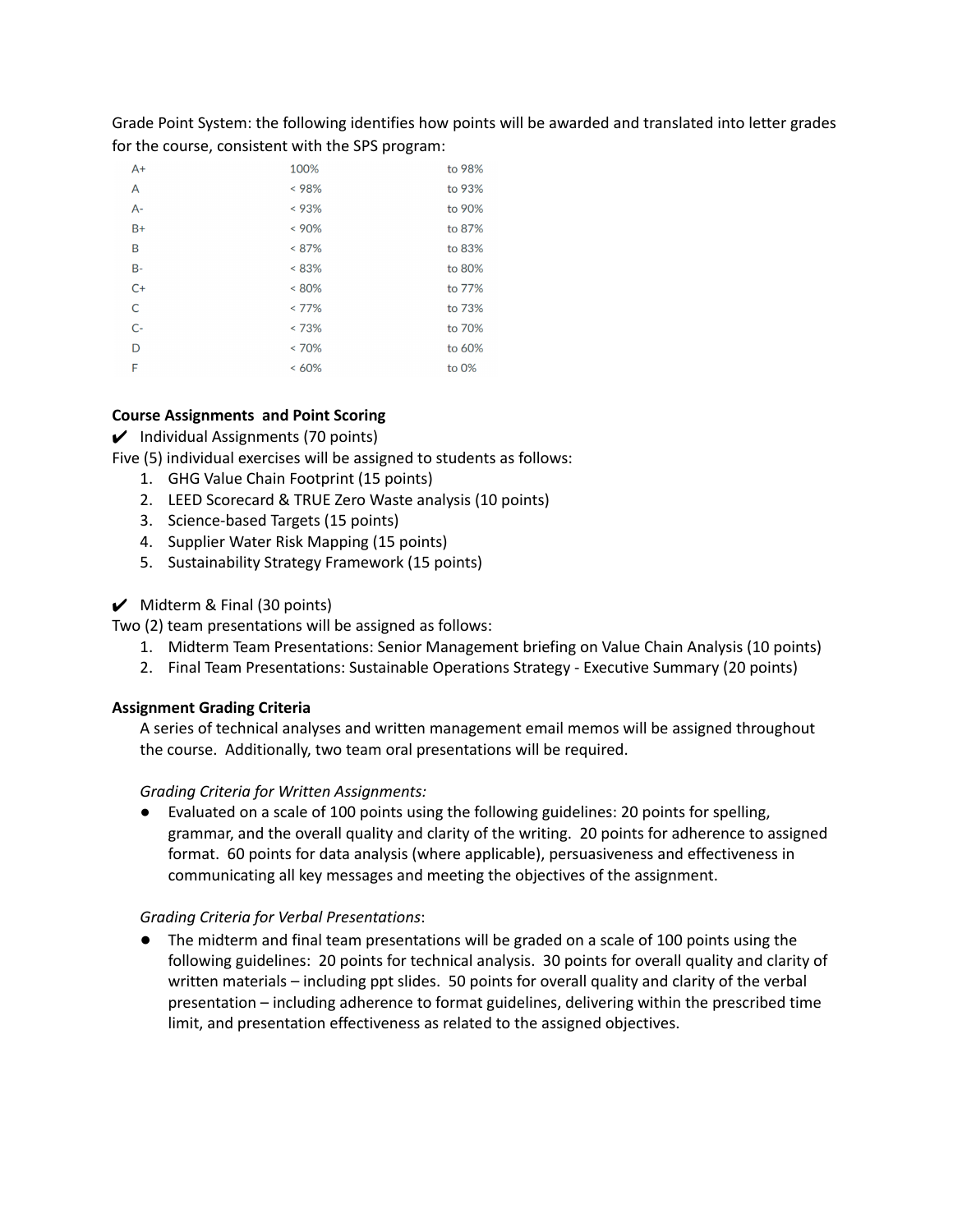Grade Point System: the following identifies how points will be awarded and translated into letter grades for the course, consistent with the SPS program:

| | | |
|---|---|---|
| A+ | 100% | to 98% |
| A | < 98% | to 93% |
| A- | < 93% | to 90% |
| B+ | < 90% | to 87% |
| B | < 87% | to 83% |
| B- | < 83% | to 80% |
| C+ | < 80% | to 77% |
| C | < 77% | to 73% |
| C- | < 73% | to 70% |
| D | < 70% | to 60% |
| F | < 60% | to 0% |

**Course Assignments and Point Scoring**

✔ Individual Assignments (70 points)

Five (5) individual exercises will be assigned to students as follows:

1. GHG Value Chain Footprint (15 points)
2. LEED Scorecard & TRUE Zero Waste analysis (10 points)
3. Science-based Targets (15 points)
4. Supplier Water Risk Mapping (15 points)
5. Sustainability Strategy Framework (15 points)

✔ Midterm & Final (30 points)

Two (2) team presentations will be assigned as follows:

1. Midterm Team Presentations: Senior Management briefing on Value Chain Analysis (10 points)
2. Final Team Presentations: Sustainable Operations Strategy - Executive Summary (20 points)

**Assignment Grading Criteria**

A series of technical analyses and written management email memos will be assigned throughout the course. Additionally, two team oral presentations will be required.

*Grading Criteria for Written Assignments:*

- Evaluated on a scale of 100 points using the following guidelines: 20 points for spelling, grammar, and the overall quality and clarity of the writing. 20 points for adherence to assigned format. 60 points for data analysis (where applicable), persuasiveness and effectiveness in communicating all key messages and meeting the objectives of the assignment.

*Grading Criteria for Verbal Presentations*:

- The midterm and final team presentations will be graded on a scale of 100 points using the following guidelines: 20 points for technical analysis. 30 points for overall quality and clarity of written materials – including ppt slides. 50 points for overall quality and clarity of the verbal presentation – including adherence to format guidelines, delivering within the prescribed time limit, and presentation effectiveness as related to the assigned objectives.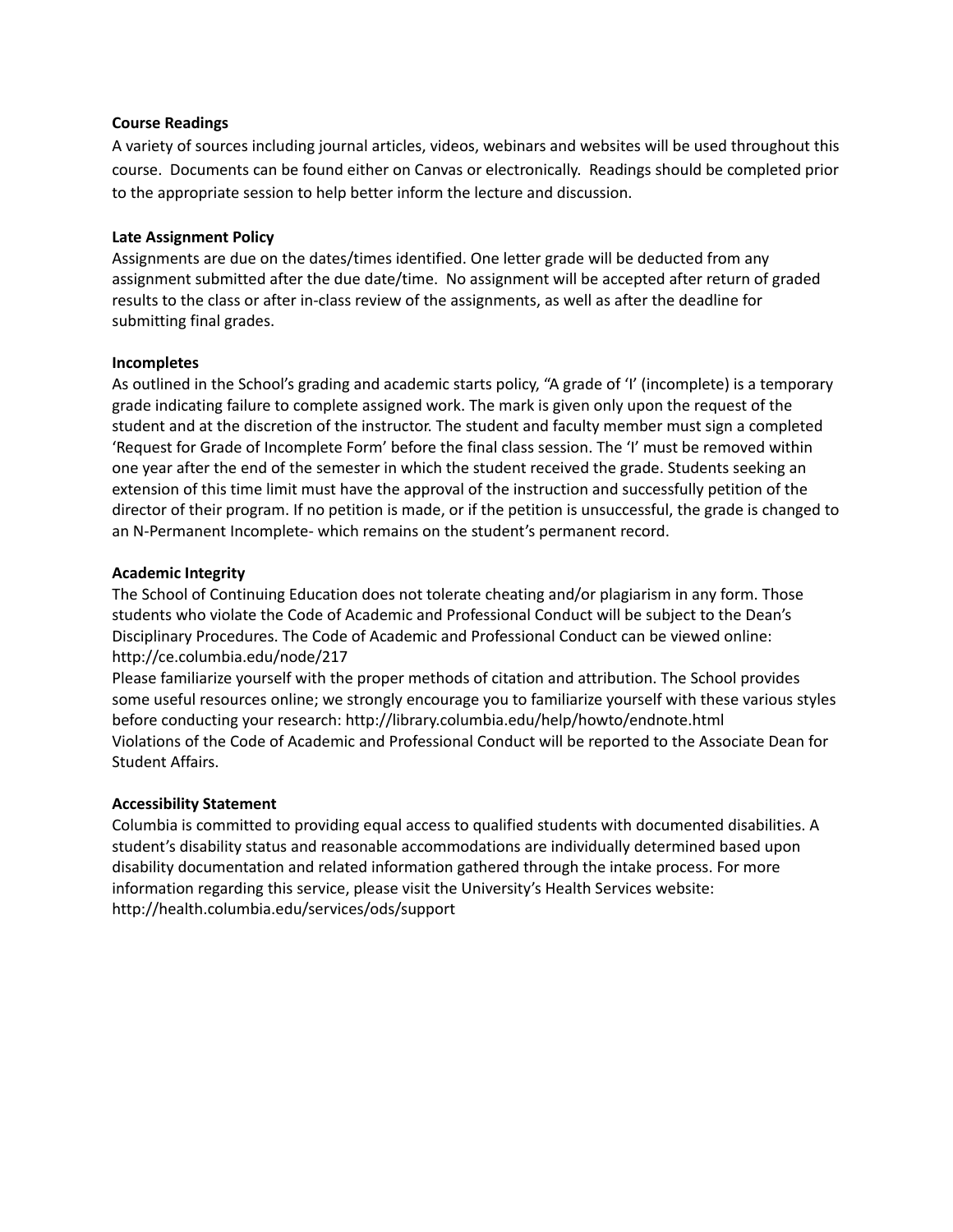**Course Readings**

A variety of sources including journal articles, videos, webinars and websites will be used throughout this course. Documents can be found either on Canvas or electronically. Readings should be completed prior to the appropriate session to help better inform the lecture and discussion.

**Late Assignment Policy**

Assignments are due on the dates/times identified. One letter grade will be deducted from any assignment submitted after the due date/time. No assignment will be accepted after return of graded results to the class or after in-class review of the assignments, as well as after the deadline for submitting final grades.

**Incompletes**

As outlined in the School's grading and academic starts policy, "A grade of 'I' (incomplete) is a temporary grade indicating failure to complete assigned work. The mark is given only upon the request of the student and at the discretion of the instructor. The student and faculty member must sign a completed 'Request for Grade of Incomplete Form' before the final class session. The 'I' must be removed within one year after the end of the semester in which the student received the grade. Students seeking an extension of this time limit must have the approval of the instruction and successfully petition of the director of their program. If no petition is made, or if the petition is unsuccessful, the grade is changed to an N-Permanent Incomplete- which remains on the student's permanent record.

**Academic Integrity**

The School of Continuing Education does not tolerate cheating and/or plagiarism in any form. Those students who violate the Code of Academic and Professional Conduct will be subject to the Dean's Disciplinary Procedures. The Code of Academic and Professional Conduct can be viewed online: http://ce.columbia.edu/node/217

Please familiarize yourself with the proper methods of citation and attribution. The School provides some useful resources online; we strongly encourage you to familiarize yourself with these various styles before conducting your research: http://library.columbia.edu/help/howto/endnote.html

Violations of the Code of Academic and Professional Conduct will be reported to the Associate Dean for Student Affairs.

**Accessibility Statement**

Columbia is committed to providing equal access to qualified students with documented disabilities. A student's disability status and reasonable accommodations are individually determined based upon disability documentation and related information gathered through the intake process. For more information regarding this service, please visit the University's Health Services website: http://health.columbia.edu/services/ods/support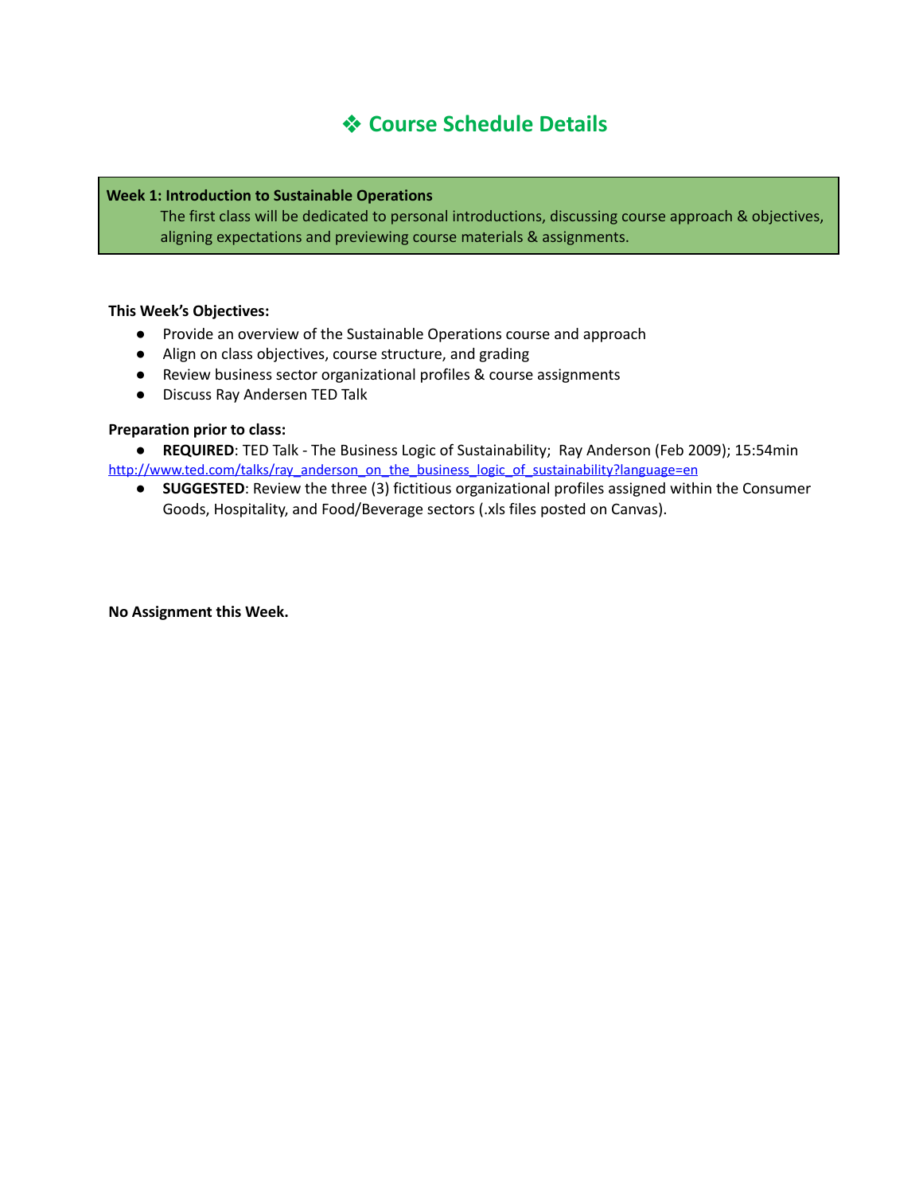# ❖ Course Schedule Details

**Week 1: Introduction to Sustainable Operations**

The first class will be dedicated to personal introductions, discussing course approach & objectives, aligning expectations and previewing course materials & assignments.

**This Week's Objectives:**

- Provide an overview of the Sustainable Operations course and approach
- Align on class objectives, course structure, and grading
- Review business sector organizational profiles & course assignments
- Discuss Ray Andersen TED Talk

**Preparation prior to class:**

- **REQUIRED**: TED Talk - The Business Logic of Sustainability; Ray Anderson (Feb 2009); 15:54min
http://www.ted.com/talks/ray_anderson_on_the_business_logic_of_sustainability?language=en
- **SUGGESTED**: Review the three (3) fictitious organizational profiles assigned within the Consumer Goods, Hospitality, and Food/Beverage sectors (.xls files posted on Canvas).

**No Assignment this Week.**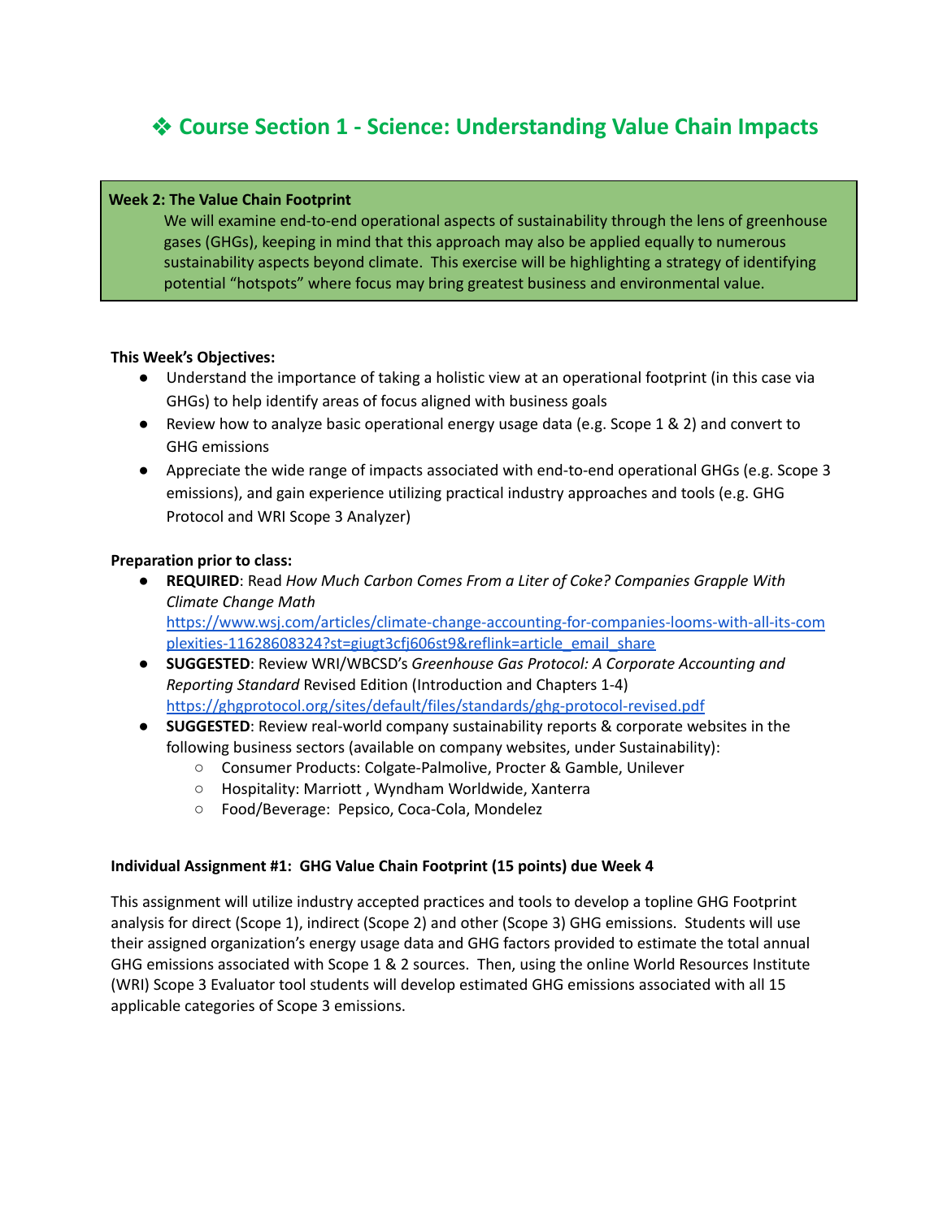# ❖ Course Section 1 - Science: Understanding Value Chain Impacts

**Week 2: The Value Chain Footprint**

We will examine end-to-end operational aspects of sustainability through the lens of greenhouse gases (GHGs), keeping in mind that this approach may also be applied equally to numerous sustainability aspects beyond climate. This exercise will be highlighting a strategy of identifying potential "hotspots" where focus may bring greatest business and environmental value.

**This Week's Objectives:**

- Understand the importance of taking a holistic view at an operational footprint (in this case via GHGs) to help identify areas of focus aligned with business goals
- Review how to analyze basic operational energy usage data (e.g. Scope 1 & 2) and convert to GHG emissions
- Appreciate the wide range of impacts associated with end-to-end operational GHGs (e.g. Scope 3 emissions), and gain experience utilizing practical industry approaches and tools (e.g. GHG Protocol and WRI Scope 3 Analyzer)

**Preparation prior to class:**

- **REQUIRED**: Read *How Much Carbon Comes From a Liter of Coke? Companies Grapple With Climate Change Math* https://www.wsj.com/articles/climate-change-accounting-for-companies-looms-with-all-its-complexities-11628608324?st=giugt3cfj606st9&reflink=article_email_share
- **SUGGESTED**: Review WRI/WBCSD's *Greenhouse Gas Protocol: A Corporate Accounting and Reporting Standard* Revised Edition (Introduction and Chapters 1-4) https://ghgprotocol.org/sites/default/files/standards/ghg-protocol-revised.pdf
- **SUGGESTED**: Review real-world company sustainability reports & corporate websites in the following business sectors (available on company websites, under Sustainability):
  - Consumer Products: Colgate-Palmolive, Procter & Gamble, Unilever
  - Hospitality: Marriott , Wyndham Worldwide, Xanterra
  - Food/Beverage: Pepsico, Coca-Cola, Mondelez

**Individual Assignment #1: GHG Value Chain Footprint (15 points) due Week 4**

This assignment will utilize industry accepted practices and tools to develop a topline GHG Footprint analysis for direct (Scope 1), indirect (Scope 2) and other (Scope 3) GHG emissions. Students will use their assigned organization's energy usage data and GHG factors provided to estimate the total annual GHG emissions associated with Scope 1 & 2 sources. Then, using the online World Resources Institute (WRI) Scope 3 Evaluator tool students will develop estimated GHG emissions associated with all 15 applicable categories of Scope 3 emissions.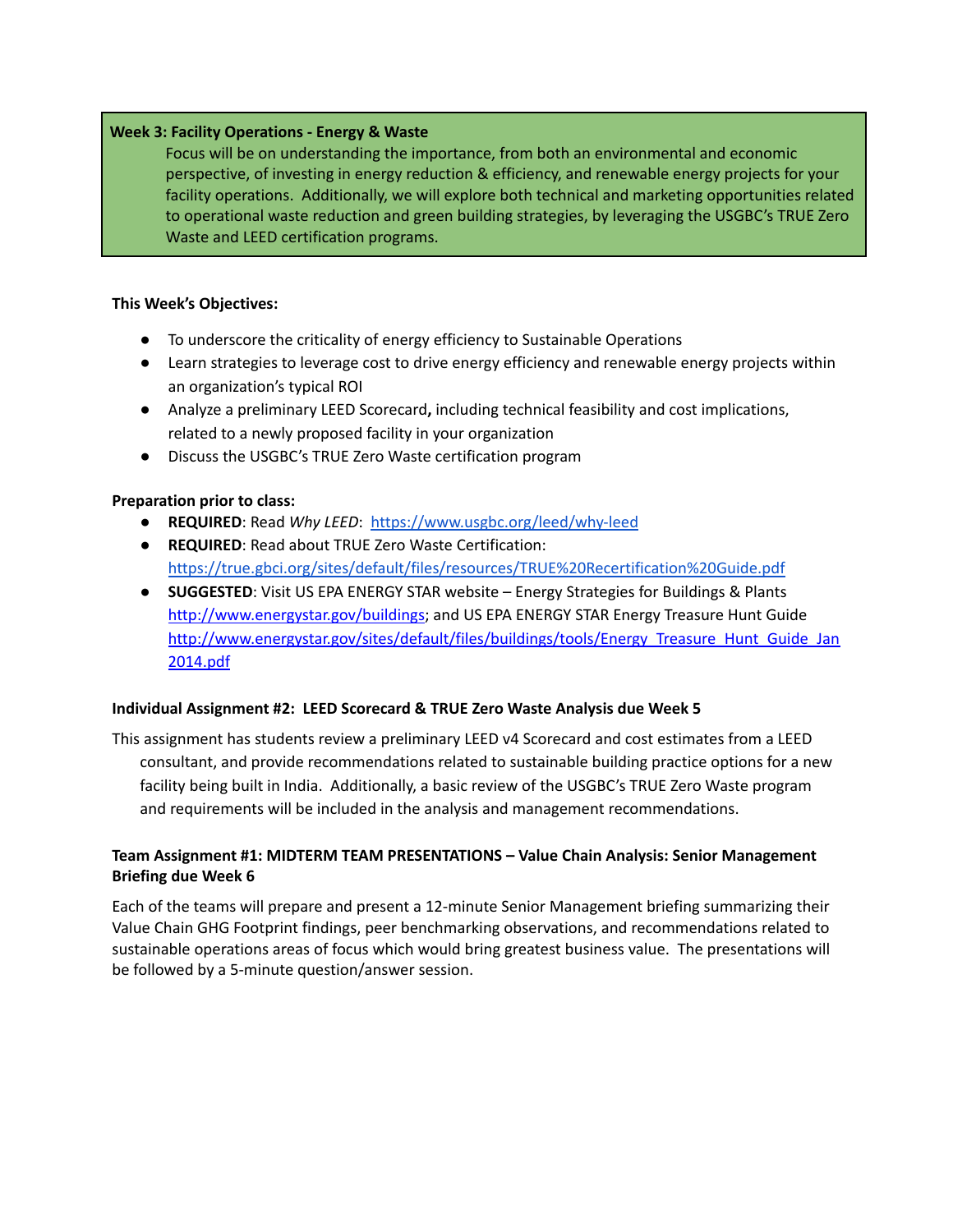**Week 3: Facility Operations - Energy & Waste**

Focus will be on understanding the importance, from both an environmental and economic perspective, of investing in energy reduction & efficiency, and renewable energy projects for your facility operations. Additionally, we will explore both technical and marketing opportunities related to operational waste reduction and green building strategies, by leveraging the USGBC's TRUE Zero Waste and LEED certification programs.

**This Week's Objectives:**

- To underscore the criticality of energy efficiency to Sustainable Operations
- Learn strategies to leverage cost to drive energy efficiency and renewable energy projects within an organization's typical ROI
- Analyze a preliminary LEED Scorecard**,** including technical feasibility and cost implications, related to a newly proposed facility in your organization
- Discuss the USGBC's TRUE Zero Waste certification program

**Preparation prior to class:**

- **REQUIRED**: Read *Why LEED*: https://www.usgbc.org/leed/why-leed
- **REQUIRED**: Read about TRUE Zero Waste Certification: https://true.gbci.org/sites/default/files/resources/TRUE%20Recertification%20Guide.pdf
- **SUGGESTED**: Visit US EPA ENERGY STAR website – Energy Strategies for Buildings & Plants http://www.energystar.gov/buildings; and US EPA ENERGY STAR Energy Treasure Hunt Guide http://www.energystar.gov/sites/default/files/buildings/tools/Energy_Treasure_Hunt_Guide_Jan2014.pdf

**Individual Assignment #2: LEED Scorecard & TRUE Zero Waste Analysis due Week 5**

This assignment has students review a preliminary LEED v4 Scorecard and cost estimates from a LEED consultant, and provide recommendations related to sustainable building practice options for a new facility being built in India. Additionally, a basic review of the USGBC's TRUE Zero Waste program and requirements will be included in the analysis and management recommendations.

**Team Assignment #1: MIDTERM TEAM PRESENTATIONS – Value Chain Analysis: Senior Management Briefing due Week 6**

Each of the teams will prepare and present a 12-minute Senior Management briefing summarizing their Value Chain GHG Footprint findings, peer benchmarking observations, and recommendations related to sustainable operations areas of focus which would bring greatest business value. The presentations will be followed by a 5-minute question/answer session.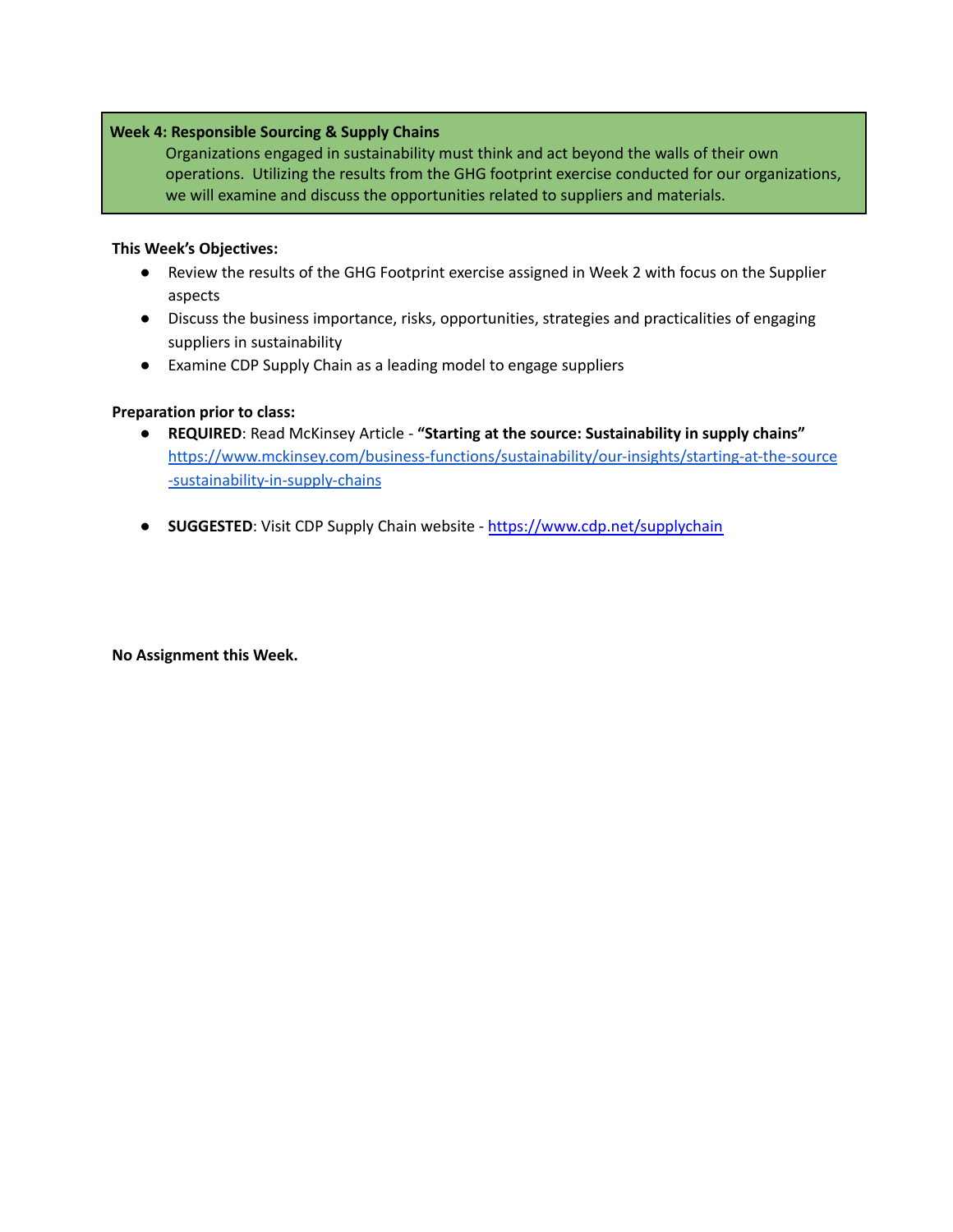**Week 4: Responsible Sourcing & Supply Chains**

Organizations engaged in sustainability must think and act beyond the walls of their own operations. Utilizing the results from the GHG footprint exercise conducted for our organizations, we will examine and discuss the opportunities related to suppliers and materials.

**This Week's Objectives:**

- Review the results of the GHG Footprint exercise assigned in Week 2 with focus on the Supplier aspects
- Discuss the business importance, risks, opportunities, strategies and practicalities of engaging suppliers in sustainability
- Examine CDP Supply Chain as a leading model to engage suppliers

**Preparation prior to class:**

- **REQUIRED**: Read McKinsey Article - **"Starting at the source: Sustainability in supply chains"** [https://www.mckinsey.com/business-functions/sustainability/our-insights/starting-at-the-source-sustainability-in-supply-chains](https://www.mckinsey.com/business-functions/sustainability/our-insights/starting-at-the-source-sustainability-in-supply-chains)

- **SUGGESTED**: Visit CDP Supply Chain website - [https://www.cdp.net/supplychain](https://www.cdp.net/supplychain)

**No Assignment this Week.**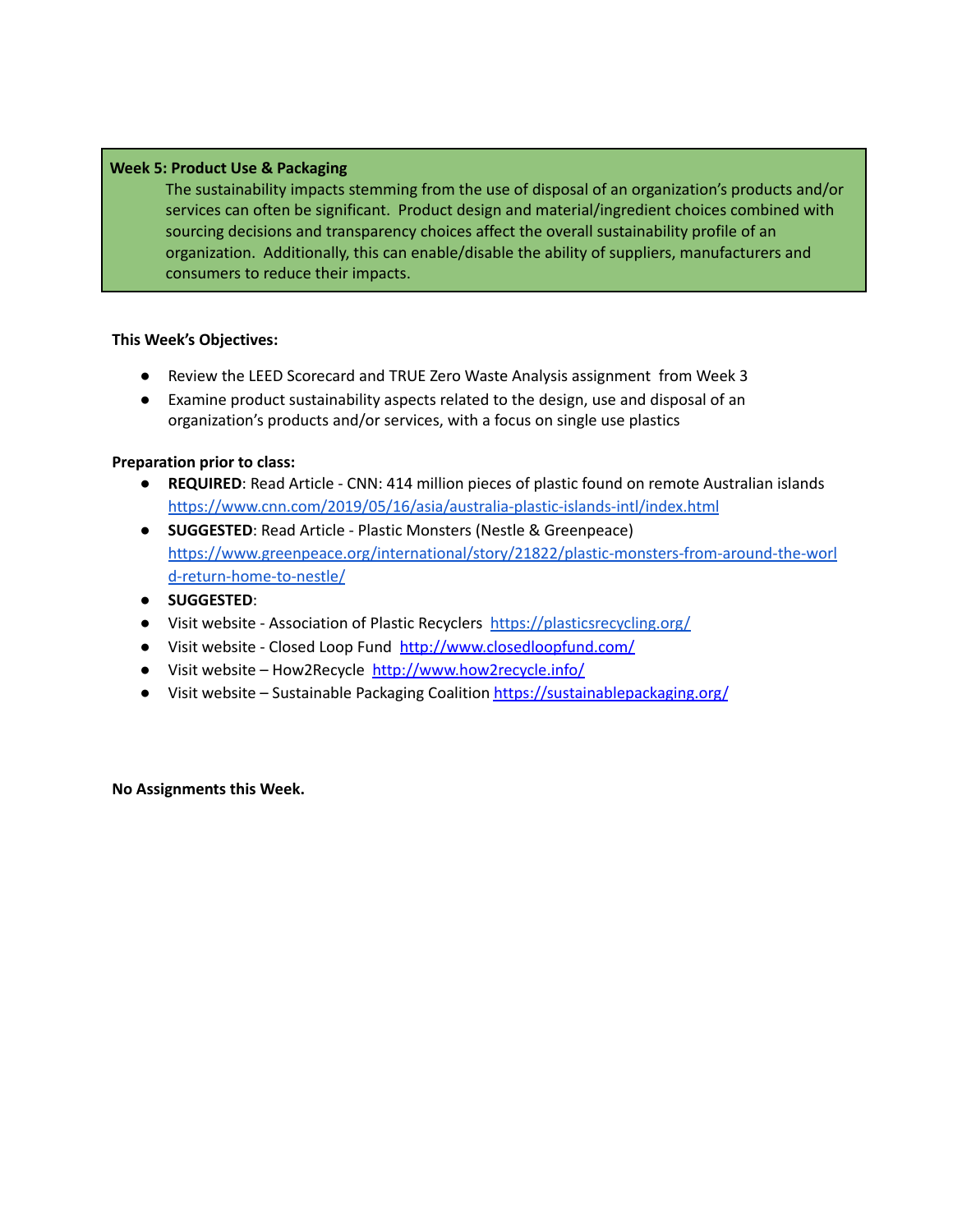**Week 5: Product Use & Packaging**

The sustainability impacts stemming from the use of disposal of an organization's products and/or services can often be significant. Product design and material/ingredient choices combined with sourcing decisions and transparency choices affect the overall sustainability profile of an organization. Additionally, this can enable/disable the ability of suppliers, manufacturers and consumers to reduce their impacts.

**This Week's Objectives:**

- Review the LEED Scorecard and TRUE Zero Waste Analysis assignment from Week 3
- Examine product sustainability aspects related to the design, use and disposal of an organization's products and/or services, with a focus on single use plastics

**Preparation prior to class:**

- **REQUIRED**: Read Article - CNN: 414 million pieces of plastic found on remote Australian islands https://www.cnn.com/2019/05/16/asia/australia-plastic-islands-intl/index.html
- **SUGGESTED**: Read Article - Plastic Monsters (Nestle & Greenpeace) https://www.greenpeace.org/international/story/21822/plastic-monsters-from-around-the-world-return-home-to-nestle/
- **SUGGESTED**:
- Visit website - Association of Plastic Recyclers https://plasticsrecycling.org/
- Visit website - Closed Loop Fund http://www.closedloopfund.com/
- Visit website – How2Recycle http://www.how2recycle.info/
- Visit website – Sustainable Packaging Coalition https://sustainablepackaging.org/

**No Assignments this Week.**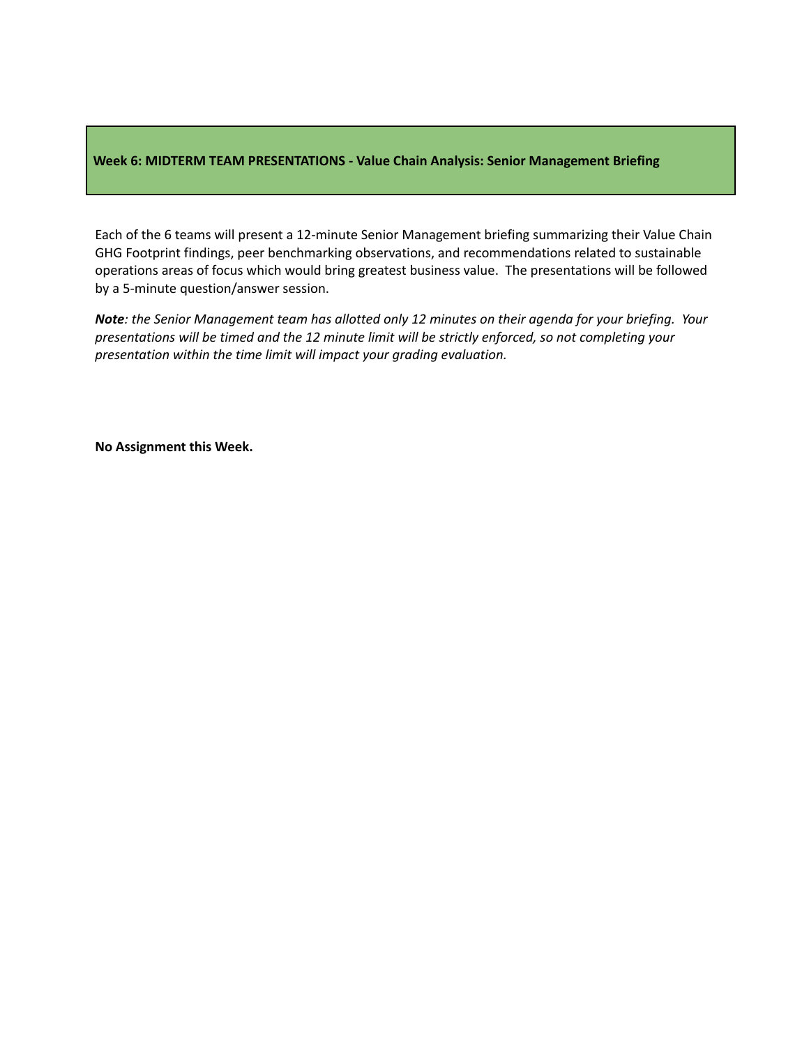**Week 6: MIDTERM TEAM PRESENTATIONS - Value Chain Analysis: Senior Management Briefing**

Each of the 6 teams will present a 12-minute Senior Management briefing summarizing their Value Chain GHG Footprint findings, peer benchmarking observations, and recommendations related to sustainable operations areas of focus which would bring greatest business value. The presentations will be followed by a 5-minute question/answer session.

***Note**: the Senior Management team has allotted only 12 minutes on their agenda for your briefing. Your presentations will be timed and the 12 minute limit will be strictly enforced, so not completing your presentation within the time limit will impact your grading evaluation.*

**No Assignment this Week.**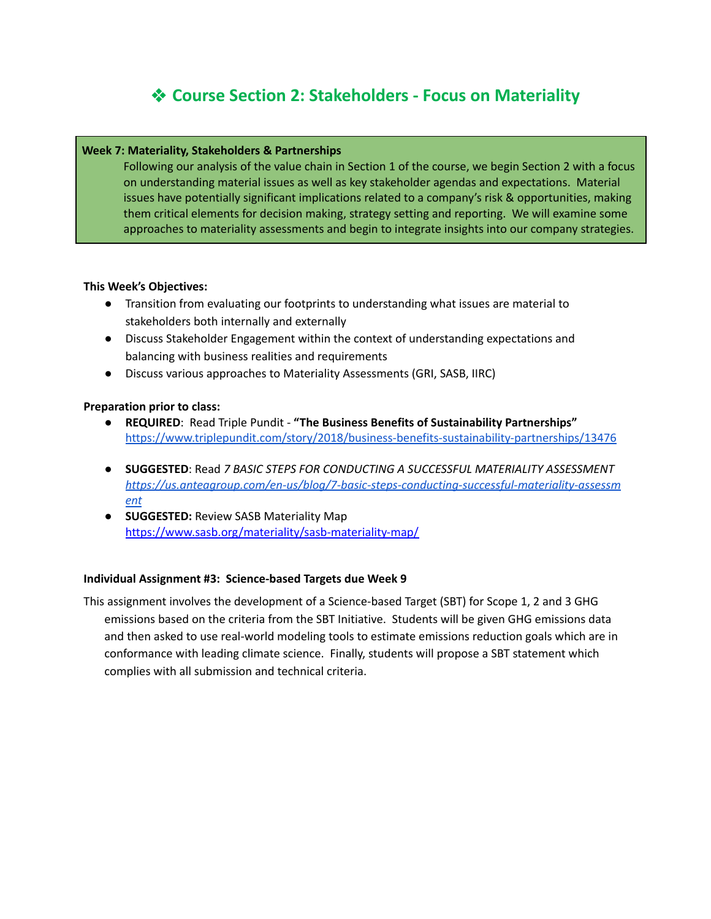# ❖ Course Section 2: Stakeholders - Focus on Materiality

**Week 7: Materiality, Stakeholders & Partnerships**

Following our analysis of the value chain in Section 1 of the course, we begin Section 2 with a focus on understanding material issues as well as key stakeholder agendas and expectations. Material issues have potentially significant implications related to a company's risk & opportunities, making them critical elements for decision making, strategy setting and reporting. We will examine some approaches to materiality assessments and begin to integrate insights into our company strategies.

**This Week's Objectives:**

- Transition from evaluating our footprints to understanding what issues are material to stakeholders both internally and externally
- Discuss Stakeholder Engagement within the context of understanding expectations and balancing with business realities and requirements
- Discuss various approaches to Materiality Assessments (GRI, SASB, IIRC)

**Preparation prior to class:**

- **REQUIRED**: Read Triple Pundit - **"The Business Benefits of Sustainability Partnerships"** https://www.triplepundit.com/story/2018/business-benefits-sustainability-partnerships/13476
- **SUGGESTED**: Read *7 BASIC STEPS FOR CONDUCTING A SUCCESSFUL MATERIALITY ASSESSMENT* *https://us.anteagroup.com/en-us/blog/7-basic-steps-conducting-successful-materiality-assessment*
- **SUGGESTED:** Review SASB Materiality Map https://www.sasb.org/materiality/sasb-materiality-map/

**Individual Assignment #3: Science-based Targets due Week 9**

This assignment involves the development of a Science-based Target (SBT) for Scope 1, 2 and 3 GHG emissions based on the criteria from the SBT Initiative. Students will be given GHG emissions data and then asked to use real-world modeling tools to estimate emissions reduction goals which are in conformance with leading climate science. Finally, students will propose a SBT statement which complies with all submission and technical criteria.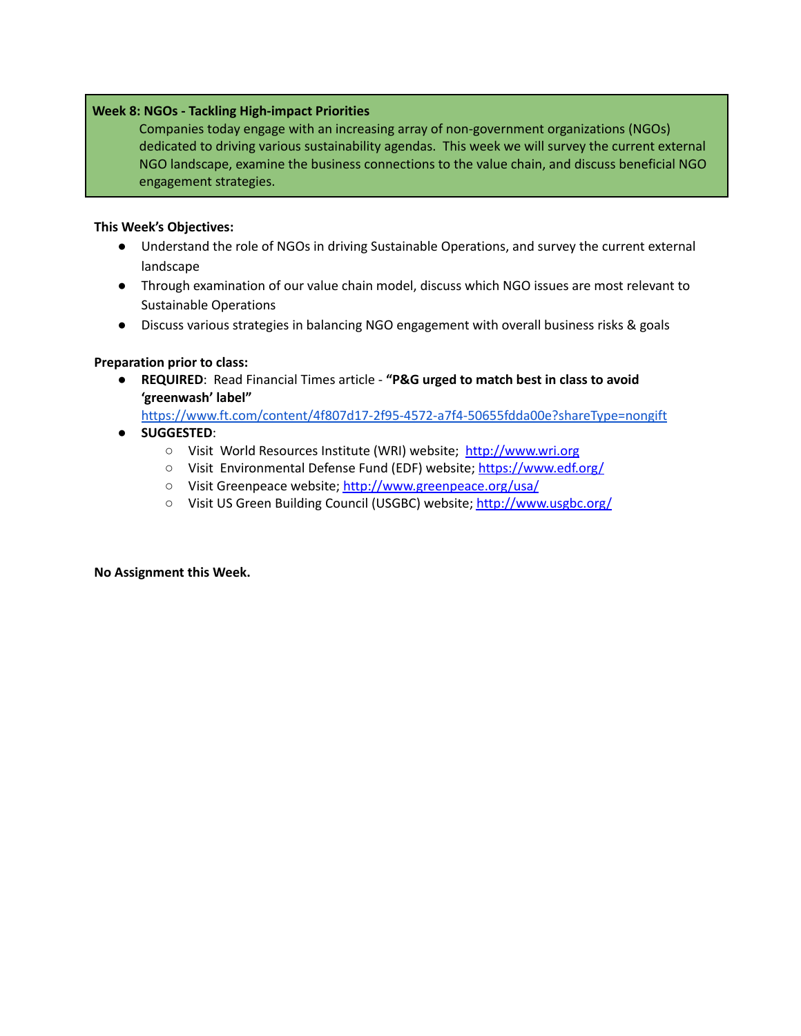**Week 8: NGOs - Tackling High-impact Priorities**

Companies today engage with an increasing array of non-government organizations (NGOs) dedicated to driving various sustainability agendas. This week we will survey the current external NGO landscape, examine the business connections to the value chain, and discuss beneficial NGO engagement strategies.

**This Week's Objectives:**

- Understand the role of NGOs in driving Sustainable Operations, and survey the current external landscape
- Through examination of our value chain model, discuss which NGO issues are most relevant to Sustainable Operations
- Discuss various strategies in balancing NGO engagement with overall business risks & goals

**Preparation prior to class:**

- **REQUIRED**: Read Financial Times article - **"P&G urged to match best in class to avoid 'greenwash' label"** [https://www.ft.com/content/4f807d17-2f95-4572-a7f4-50655fdda00e?shareType=nongift](https://www.ft.com/content/4f807d17-2f95-4572-a7f4-50655fdda00e?shareType=nongift)
- **SUGGESTED**:
  - Visit World Resources Institute (WRI) website; [http://www.wri.org](http://www.wri.org)
  - Visit Environmental Defense Fund (EDF) website; [https://www.edf.org/](https://www.edf.org/)
  - Visit Greenpeace website; [http://www.greenpeace.org/usa/](http://www.greenpeace.org/usa/)
  - Visit US Green Building Council (USGBC) website; [http://www.usgbc.org/](http://www.usgbc.org/)

**No Assignment this Week.**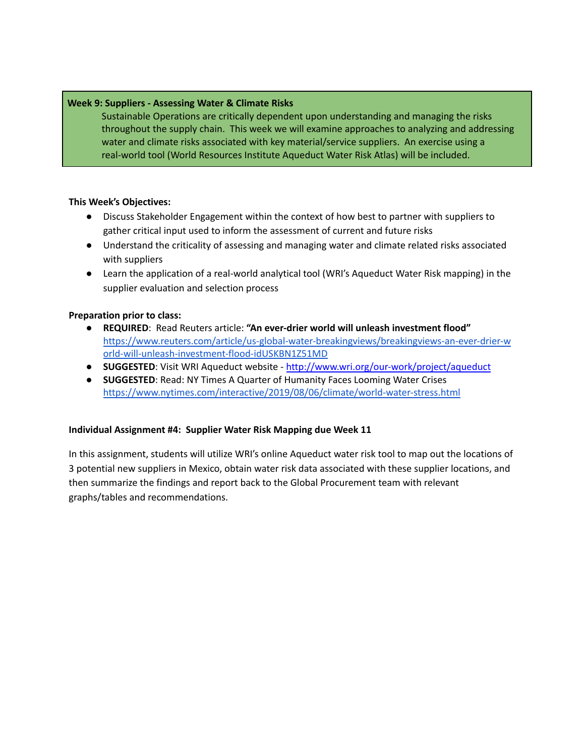**Week 9: Suppliers - Assessing Water & Climate Risks**

Sustainable Operations are critically dependent upon understanding and managing the risks throughout the supply chain. This week we will examine approaches to analyzing and addressing water and climate risks associated with key material/service suppliers. An exercise using a real-world tool (World Resources Institute Aqueduct Water Risk Atlas) will be included.

**This Week's Objectives:**

- Discuss Stakeholder Engagement within the context of how best to partner with suppliers to gather critical input used to inform the assessment of current and future risks
- Understand the criticality of assessing and managing water and climate related risks associated with suppliers
- Learn the application of a real-world analytical tool (WRI's Aqueduct Water Risk mapping) in the supplier evaluation and selection process

**Preparation prior to class:**

- **REQUIRED**: Read Reuters article: **"An ever-drier world will unleash investment flood"** https://www.reuters.com/article/us-global-water-breakingviews/breakingviews-an-ever-drier-world-will-unleash-investment-flood-idUSKBN1Z51MD
- **SUGGESTED**: Visit WRI Aqueduct website - http://www.wri.org/our-work/project/aqueduct
- **SUGGESTED**: Read: NY Times A Quarter of Humanity Faces Looming Water Crises https://www.nytimes.com/interactive/2019/08/06/climate/world-water-stress.html

**Individual Assignment #4: Supplier Water Risk Mapping due Week 11**

In this assignment, students will utilize WRI's online Aqueduct water risk tool to map out the locations of 3 potential new suppliers in Mexico, obtain water risk data associated with these supplier locations, and then summarize the findings and report back to the Global Procurement team with relevant graphs/tables and recommendations.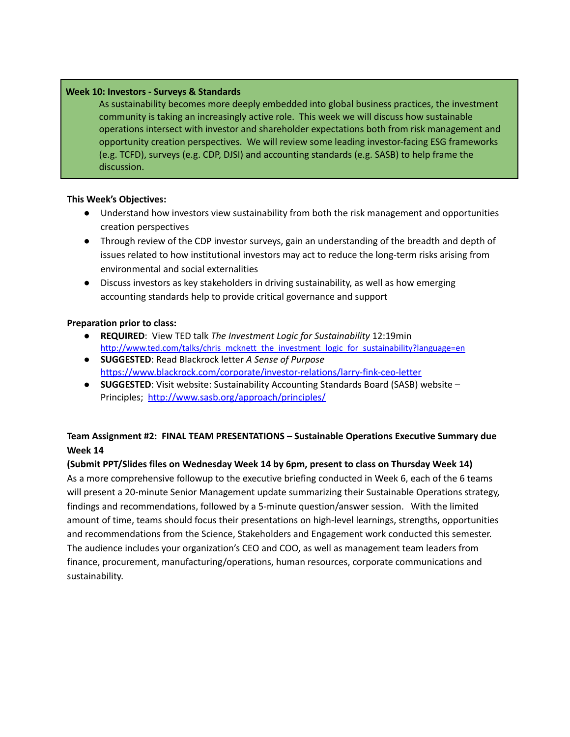**Week 10: Investors - Surveys & Standards**

As sustainability becomes more deeply embedded into global business practices, the investment community is taking an increasingly active role. This week we will discuss how sustainable operations intersect with investor and shareholder expectations both from risk management and opportunity creation perspectives. We will review some leading investor-facing ESG frameworks (e.g. TCFD), surveys (e.g. CDP, DJSI) and accounting standards (e.g. SASB) to help frame the discussion.

**This Week's Objectives:**

- Understand how investors view sustainability from both the risk management and opportunities creation perspectives
- Through review of the CDP investor surveys, gain an understanding of the breadth and depth of issues related to how institutional investors may act to reduce the long-term risks arising from environmental and social externalities
- Discuss investors as key stakeholders in driving sustainability, as well as how emerging accounting standards help to provide critical governance and support

**Preparation prior to class:**

- **REQUIRED**: View TED talk *The Investment Logic for Sustainability* 12:19min http://www.ted.com/talks/chris_mcknett_the_investment_logic_for_sustainability?language=en
- **SUGGESTED**: Read Blackrock letter *A Sense of Purpose* https://www.blackrock.com/corporate/investor-relations/larry-fink-ceo-letter
- **SUGGESTED**: Visit website: Sustainability Accounting Standards Board (SASB) website – Principles; http://www.sasb.org/approach/principles/

**Team Assignment #2: FINAL TEAM PRESENTATIONS – Sustainable Operations Executive Summary due Week 14**

**(Submit PPT/Slides files on Wednesday Week 14 by 6pm, present to class on Thursday Week 14)**

As a more comprehensive followup to the executive briefing conducted in Week 6, each of the 6 teams will present a 20-minute Senior Management update summarizing their Sustainable Operations strategy, findings and recommendations, followed by a 5-minute question/answer session. With the limited amount of time, teams should focus their presentations on high-level learnings, strengths, opportunities and recommendations from the Science, Stakeholders and Engagement work conducted this semester. The audience includes your organization's CEO and COO, as well as management team leaders from finance, procurement, manufacturing/operations, human resources, corporate communications and sustainability.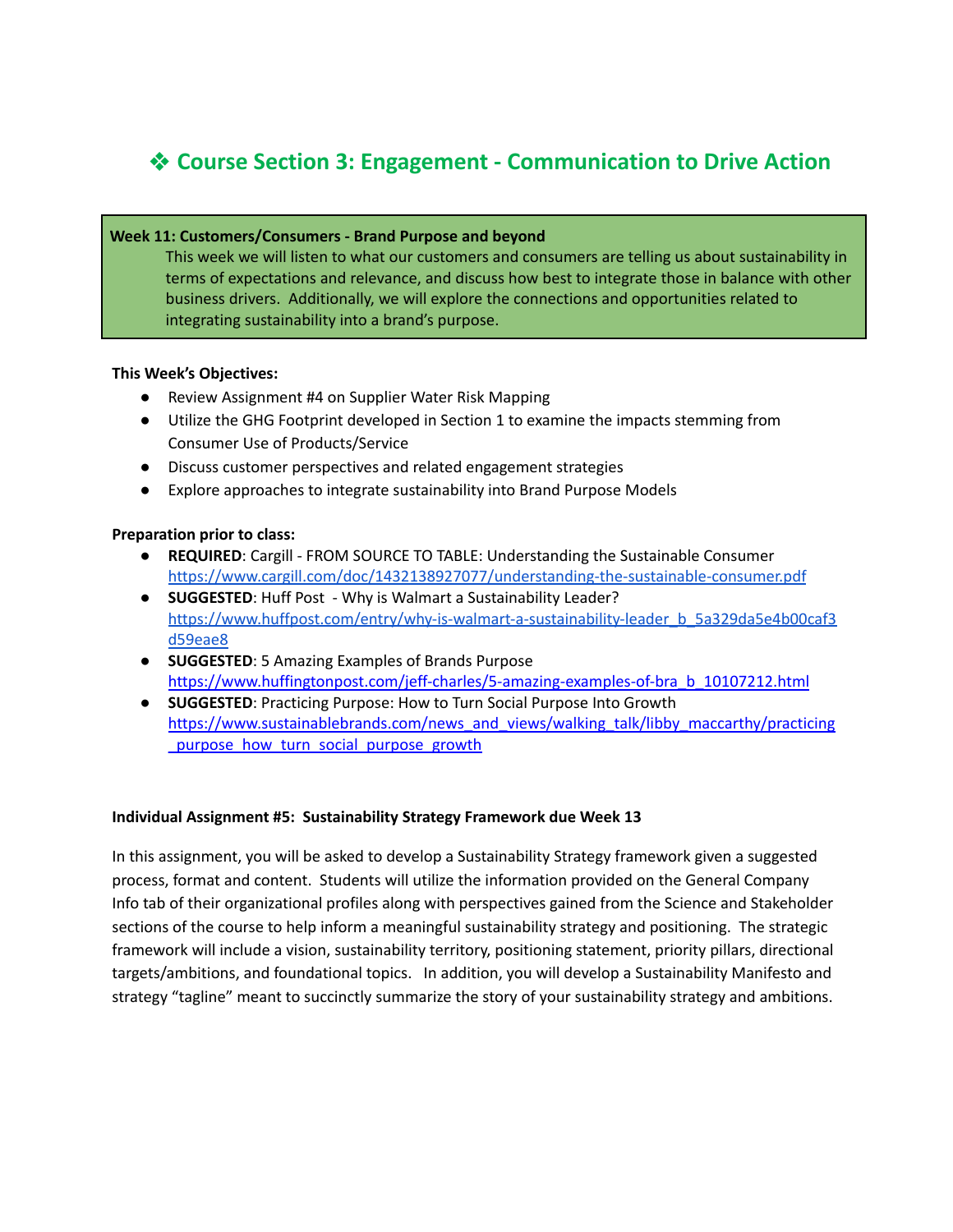# ❖ Course Section 3: Engagement - Communication to Drive Action

**Week 11: Customers/Consumers - Brand Purpose and beyond**

This week we will listen to what our customers and consumers are telling us about sustainability in terms of expectations and relevance, and discuss how best to integrate those in balance with other business drivers. Additionally, we will explore the connections and opportunities related to integrating sustainability into a brand's purpose.

**This Week's Objectives:**

- Review Assignment #4 on Supplier Water Risk Mapping
- Utilize the GHG Footprint developed in Section 1 to examine the impacts stemming from Consumer Use of Products/Service
- Discuss customer perspectives and related engagement strategies
- Explore approaches to integrate sustainability into Brand Purpose Models

**Preparation prior to class:**

- **REQUIRED**: Cargill - FROM SOURCE TO TABLE: Understanding the Sustainable Consumer https://www.cargill.com/doc/1432138927077/understanding-the-sustainable-consumer.pdf
- **SUGGESTED**: Huff Post - Why is Walmart a Sustainability Leader? https://www.huffpost.com/entry/why-is-walmart-a-sustainability-leader_b_5a329da5e4b00caf3d59eae8
- **SUGGESTED**: 5 Amazing Examples of Brands Purpose https://www.huffingtonpost.com/jeff-charles/5-amazing-examples-of-bra_b_10107212.html
- **SUGGESTED**: Practicing Purpose: How to Turn Social Purpose Into Growth https://www.sustainablebrands.com/news_and_views/walking_talk/libby_maccarthy/practicing_purpose_how_turn_social_purpose_growth

**Individual Assignment #5: Sustainability Strategy Framework due Week 13**

In this assignment, you will be asked to develop a Sustainability Strategy framework given a suggested process, format and content. Students will utilize the information provided on the General Company Info tab of their organizational profiles along with perspectives gained from the Science and Stakeholder sections of the course to help inform a meaningful sustainability strategy and positioning. The strategic framework will include a vision, sustainability territory, positioning statement, priority pillars, directional targets/ambitions, and foundational topics. In addition, you will develop a Sustainability Manifesto and strategy "tagline" meant to succinctly summarize the story of your sustainability strategy and ambitions.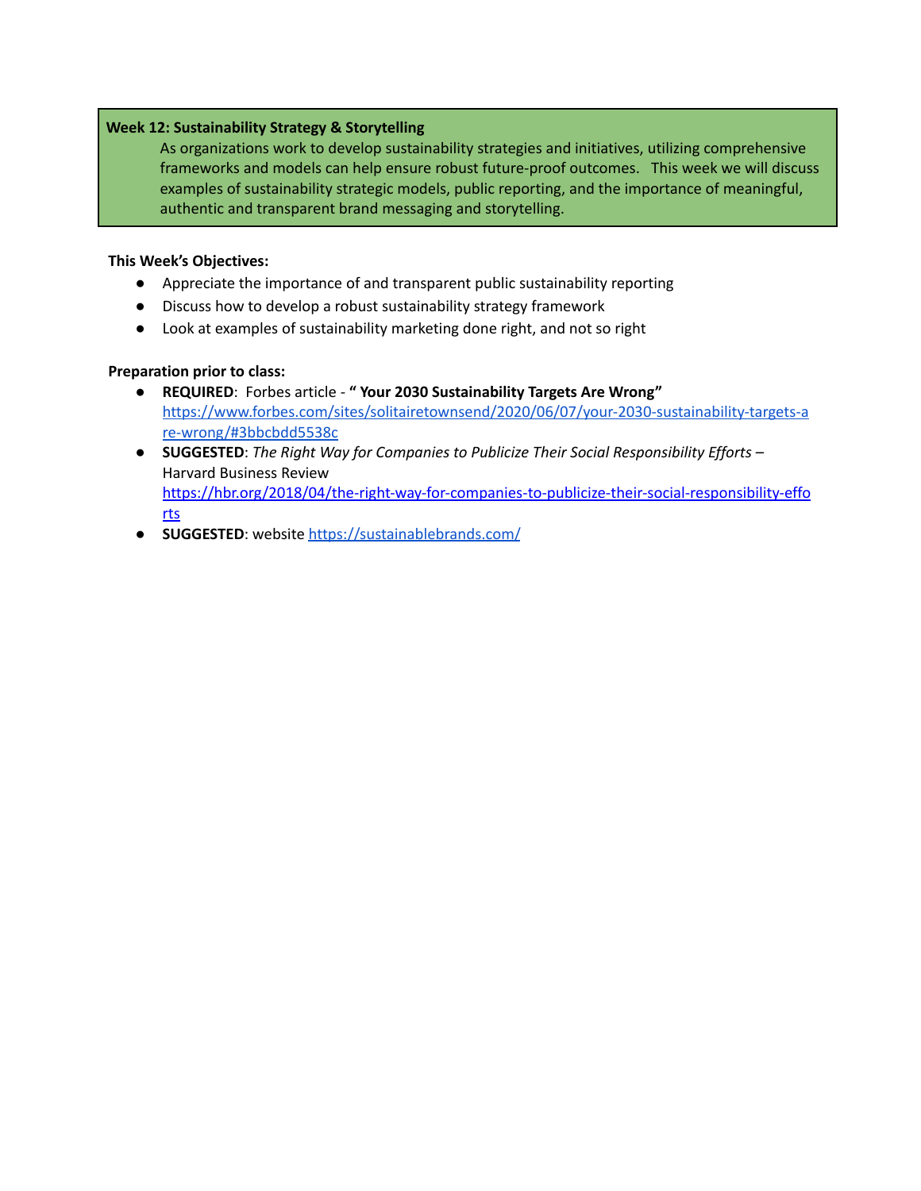**Week 12: Sustainability Strategy & Storytelling**

As organizations work to develop sustainability strategies and initiatives, utilizing comprehensive frameworks and models can help ensure robust future-proof outcomes. This week we will discuss examples of sustainability strategic models, public reporting, and the importance of meaningful, authentic and transparent brand messaging and storytelling.

**This Week's Objectives:**

- Appreciate the importance of and transparent public sustainability reporting
- Discuss how to develop a robust sustainability strategy framework
- Look at examples of sustainability marketing done right, and not so right

**Preparation prior to class:**

- **REQUIRED**: Forbes article - **" Your 2030 Sustainability Targets Are Wrong"** [https://www.forbes.com/sites/solitairetownsend/2020/06/07/your-2030-sustainability-targets-are-wrong/#3bbcbdd5538c](https://www.forbes.com/sites/solitairetownsend/2020/06/07/your-2030-sustainability-targets-are-wrong/#3bbcbdd5538c)
- **SUGGESTED**: *The Right Way for Companies to Publicize Their Social Responsibility Efforts* – Harvard Business Review [https://hbr.org/2018/04/the-right-way-for-companies-to-publicize-their-social-responsibility-efforts](https://hbr.org/2018/04/the-right-way-for-companies-to-publicize-their-social-responsibility-efforts)
- **SUGGESTED**: website [https://sustainablebrands.com/](https://sustainablebrands.com/)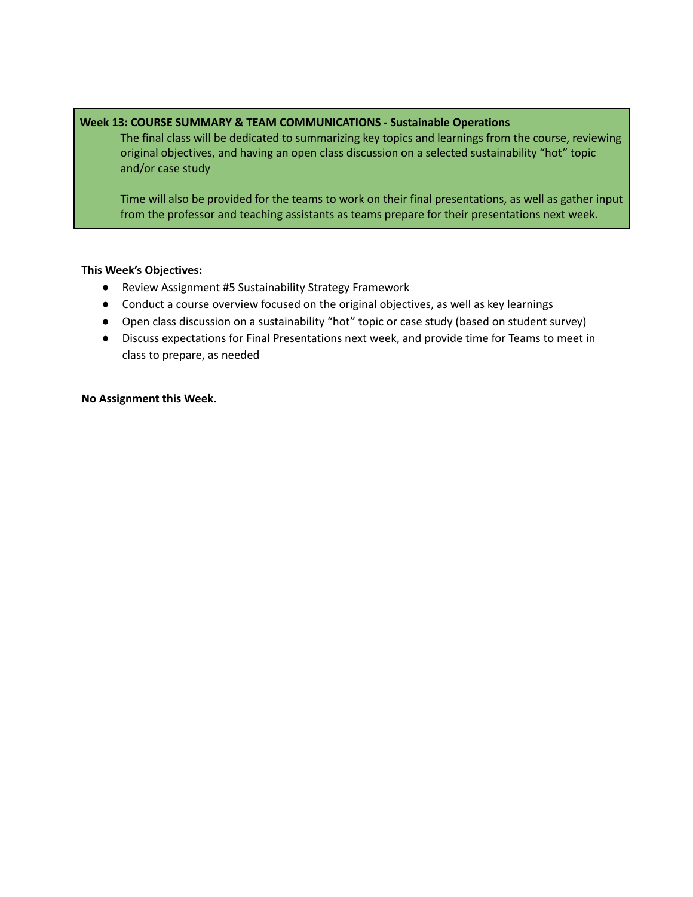**Week 13: COURSE SUMMARY & TEAM COMMUNICATIONS - Sustainable Operations**

The final class will be dedicated to summarizing key topics and learnings from the course, reviewing original objectives, and having an open class discussion on a selected sustainability "hot" topic and/or case study

Time will also be provided for the teams to work on their final presentations, as well as gather input from the professor and teaching assistants as teams prepare for their presentations next week.

**This Week's Objectives:**

- Review Assignment #5 Sustainability Strategy Framework
- Conduct a course overview focused on the original objectives, as well as key learnings
- Open class discussion on a sustainability "hot" topic or case study (based on student survey)
- Discuss expectations for Final Presentations next week, and provide time for Teams to meet in class to prepare, as needed

**No Assignment this Week.**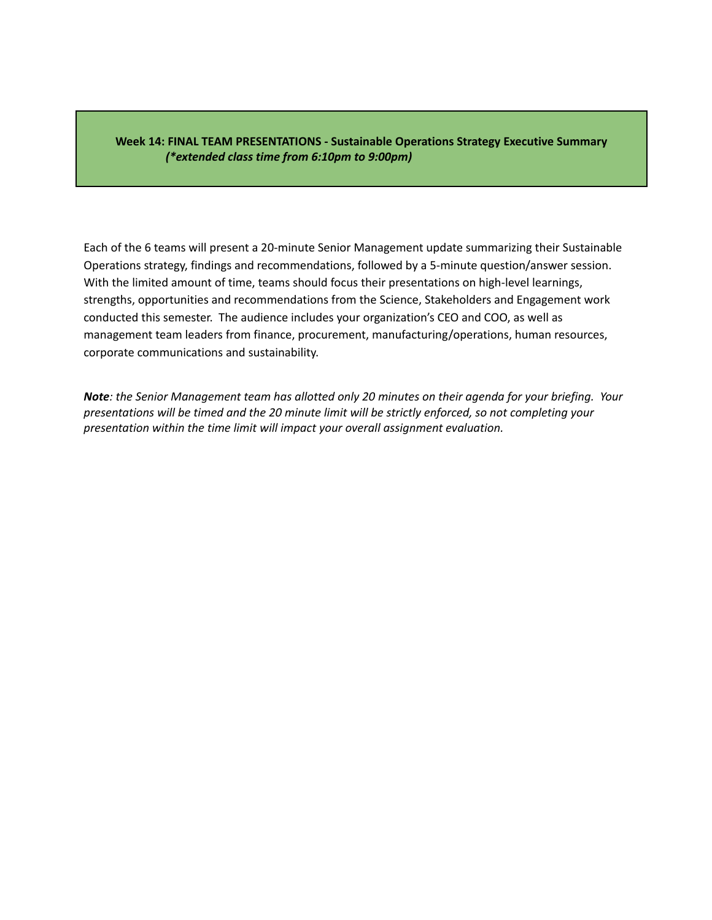**Week 14: FINAL TEAM PRESENTATIONS - Sustainable Operations Strategy Executive Summary**
***(\*extended class time from 6:10pm to 9:00pm)***

Each of the 6 teams will present a 20-minute Senior Management update summarizing their Sustainable Operations strategy, findings and recommendations, followed by a 5-minute question/answer session. With the limited amount of time, teams should focus their presentations on high-level learnings, strengths, opportunities and recommendations from the Science, Stakeholders and Engagement work conducted this semester. The audience includes your organization's CEO and COO, as well as management team leaders from finance, procurement, manufacturing/operations, human resources, corporate communications and sustainability.

***Note****: the Senior Management team has allotted only 20 minutes on their agenda for your briefing. Your presentations will be timed and the 20 minute limit will be strictly enforced, so not completing your presentation within the time limit will impact your overall assignment evaluation.*